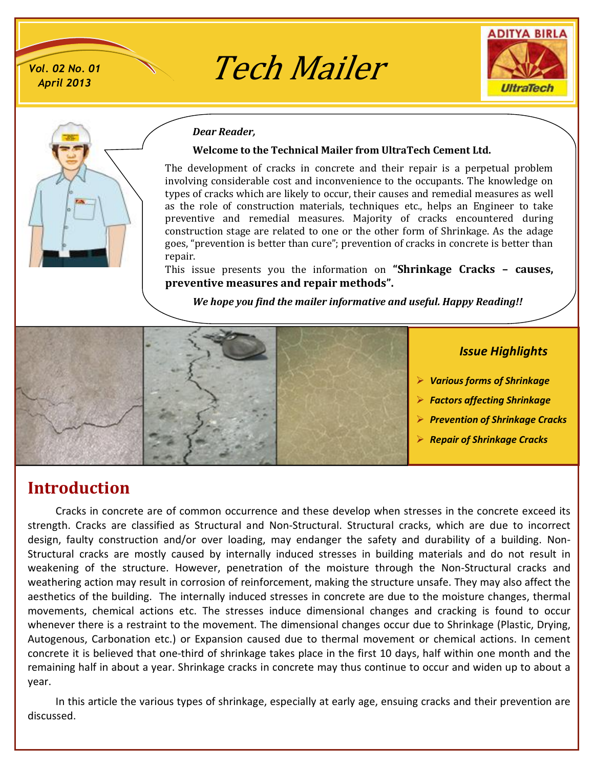Vol. 02 No. 01
April 2013

# Tech Mailer

***Dear Reader,***

**Welcome to the Technical Mailer from UltraTech Cement Ltd.**

The development of cracks in concrete and their repair is a perpetual problem involving considerable cost and inconvenience to the occupants. The knowledge on types of cracks which are likely to occur, their causes and remedial measures as well as the role of construction materials, techniques etc., helps an Engineer to take preventive and remedial measures. Majority of cracks encountered during construction stage are related to one or the other form of Shrinkage. As the adage goes, "prevention is better than cure"; prevention of cracks in concrete is better than repair.

This issue presents you the information on **"Shrinkage Cracks – causes, preventive measures and repair methods".**

***We hope you find the mailer informative and useful. Happy Reading!!***

### *Issue Highlights*

- ***Various forms of Shrinkage***
- ***Factors affecting Shrinkage***
- ***Prevention of Shrinkage Cracks***
- ***Repair of Shrinkage Cracks***

## Introduction

Cracks in concrete are of common occurrence and these develop when stresses in the concrete exceed its strength. Cracks are classified as Structural and Non-Structural. Structural cracks, which are due to incorrect design, faulty construction and/or over loading, may endanger the safety and durability of a building. Non-Structural cracks are mostly caused by internally induced stresses in building materials and do not result in weakening of the structure. However, penetration of the moisture through the Non-Structural cracks and weathering action may result in corrosion of reinforcement, making the structure unsafe. They may also affect the aesthetics of the building. The internally induced stresses in concrete are due to the moisture changes, thermal movements, chemical actions etc. The stresses induce dimensional changes and cracking is found to occur whenever there is a restraint to the movement. The dimensional changes occur due to Shrinkage (Plastic, Drying, Autogenous, Carbonation etc.) or Expansion caused due to thermal movement or chemical actions. In cement concrete it is believed that one-third of shrinkage takes place in the first 10 days, half within one month and the remaining half in about a year. Shrinkage cracks in concrete may thus continue to occur and widen up to about a year.

In this article the various types of shrinkage, especially at early age, ensuing cracks and their prevention are discussed.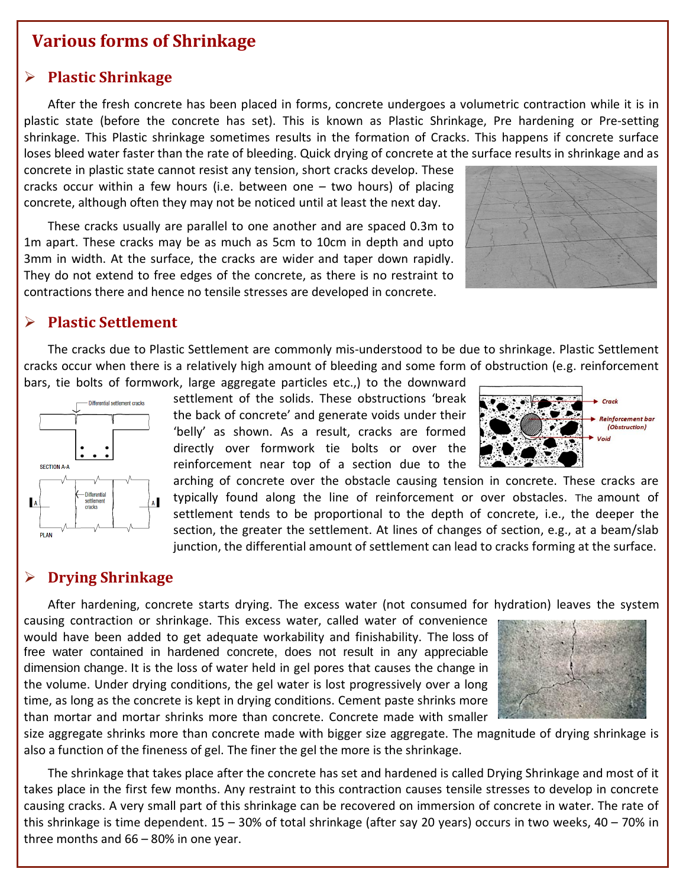# Various forms of Shrinkage

## Plastic Shrinkage

After the fresh concrete has been placed in forms, concrete undergoes a volumetric contraction while it is in plastic state (before the concrete has set). This is known as Plastic Shrinkage, Pre hardening or Pre-setting shrinkage. This Plastic shrinkage sometimes results in the formation of Cracks. This happens if concrete surface loses bleed water faster than the rate of bleeding. Quick drying of concrete at the surface results in shrinkage and as concrete in plastic state cannot resist any tension, short cracks develop. These cracks occur within a few hours (i.e. between one – two hours) of placing concrete, although often they may not be noticed until at least the next day.

These cracks usually are parallel to one another and are spaced 0.3m to 1m apart. These cracks may be as much as 5cm to 10cm in depth and upto 3mm in width. At the surface, the cracks are wider and taper down rapidly. They do not extend to free edges of the concrete, as there is no restraint to contractions there and hence no tensile stresses are developed in concrete.

## Plastic Settlement

The cracks due to Plastic Settlement are commonly mis-understood to be due to shrinkage. Plastic Settlement cracks occur when there is a relatively high amount of bleeding and some form of obstruction (e.g. reinforcement bars, tie bolts of formwork, large aggregate particles etc.,) to the downward settlement of the solids. These obstructions 'break the back of concrete' and generate voids under their 'belly' as shown. As a result, cracks are formed directly over formwork tie bolts or over the reinforcement near top of a section due to the arching of concrete over the obstacle causing tension in concrete. These cracks are typically found along the line of reinforcement or over obstacles. The amount of settlement tends to be proportional to the depth of concrete, i.e., the deeper the section, the greater the settlement. At lines of changes of section, e.g., at a beam/slab junction, the differential amount of settlement can lead to cracks forming at the surface.

## Drying Shrinkage

After hardening, concrete starts drying. The excess water (not consumed for hydration) leaves the system causing contraction or shrinkage. This excess water, called water of convenience would have been added to get adequate workability and finishability. The loss of free water contained in hardened concrete, does not result in any appreciable dimension change. It is the loss of water held in gel pores that causes the change in the volume. Under drying conditions, the gel water is lost progressively over a long time, as long as the concrete is kept in drying conditions. Cement paste shrinks more than mortar and mortar shrinks more than concrete. Concrete made with smaller size aggregate shrinks more than concrete made with bigger size aggregate. The magnitude of drying shrinkage is also a function of the fineness of gel. The finer the gel the more is the shrinkage.

The shrinkage that takes place after the concrete has set and hardened is called Drying Shrinkage and most of it takes place in the first few months. Any restraint to this contraction causes tensile stresses to develop in concrete causing cracks. A very small part of this shrinkage can be recovered on immersion of concrete in water. The rate of this shrinkage is time dependent. 15 – 30% of total shrinkage (after say 20 years) occurs in two weeks, 40 – 70% in three months and 66 – 80% in one year.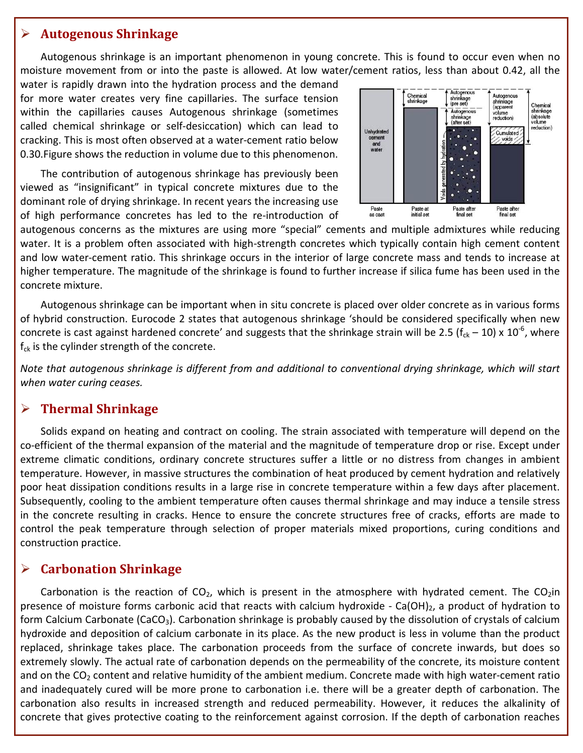## Autogenous Shrinkage

Autogenous shrinkage is an important phenomenon in young concrete. This is found to occur even when no moisture movement from or into the paste is allowed. At low water/cement ratios, less than about 0.42, all the water is rapidly drawn into the hydration process and the demand for more water creates very fine capillaries. The surface tension within the capillaries causes Autogenous shrinkage (sometimes called chemical shrinkage or self-desiccation) which can lead to cracking. This is most often observed at a water-cement ratio below 0.30.Figure shows the reduction in volume due to this phenomenon.

The contribution of autogenous shrinkage has previously been viewed as "insignificant" in typical concrete mixtures due to the dominant role of drying shrinkage. In recent years the increasing use of high performance concretes has led to the re-introduction of autogenous concerns as the mixtures are using more "special" cements and multiple admixtures while reducing water. It is a problem often associated with high-strength concretes which typically contain high cement content and low water-cement ratio. This shrinkage occurs in the interior of large concrete mass and tends to increase at higher temperature. The magnitude of the shrinkage is found to further increase if silica fume has been used in the concrete mixture.

Autogenous shrinkage can be important when in situ concrete is placed over older concrete as in various forms of hybrid construction. Eurocode 2 states that autogenous shrinkage 'should be considered specifically when new concrete is cast against hardened concrete' and suggests that the shrinkage strain will be 2.5 ($f_{ck}$ – 10) x $10^{-6}$, where $f_{ck}$ is the cylinder strength of the concrete.

*Note that autogenous shrinkage is different from and additional to conventional drying shrinkage, which will start when water curing ceases.*

## Thermal Shrinkage

Solids expand on heating and contract on cooling. The strain associated with temperature will depend on the co-efficient of the thermal expansion of the material and the magnitude of temperature drop or rise. Except under extreme climatic conditions, ordinary concrete structures suffer a little or no distress from changes in ambient temperature. However, in massive structures the combination of heat produced by cement hydration and relatively poor heat dissipation conditions results in a large rise in concrete temperature within a few days after placement. Subsequently, cooling to the ambient temperature often causes thermal shrinkage and may induce a tensile stress in the concrete resulting in cracks. Hence to ensure the concrete structures free of cracks, efforts are made to control the peak temperature through selection of proper materials mixed proportions, curing conditions and construction practice.

## Carbonation Shrinkage

Carbonation is the reaction of $CO_2$, which is present in the atmosphere with hydrated cement. The $CO_2$in presence of moisture forms carbonic acid that reacts with calcium hydroxide - $Ca(OH)_2$, a product of hydration to form Calcium Carbonate ($CaCO_3$). Carbonation shrinkage is probably caused by the dissolution of crystals of calcium hydroxide and deposition of calcium carbonate in its place. As the new product is less in volume than the product replaced, shrinkage takes place. The carbonation proceeds from the surface of concrete inwards, but does so extremely slowly. The actual rate of carbonation depends on the permeability of the concrete, its moisture content and on the $CO_2$ content and relative humidity of the ambient medium. Concrete made with high water-cement ratio and inadequately cured will be more prone to carbonation i.e. there will be a greater depth of carbonation. The carbonation also results in increased strength and reduced permeability. However, it reduces the alkalinity of concrete that gives protective coating to the reinforcement against corrosion. If the depth of carbonation reaches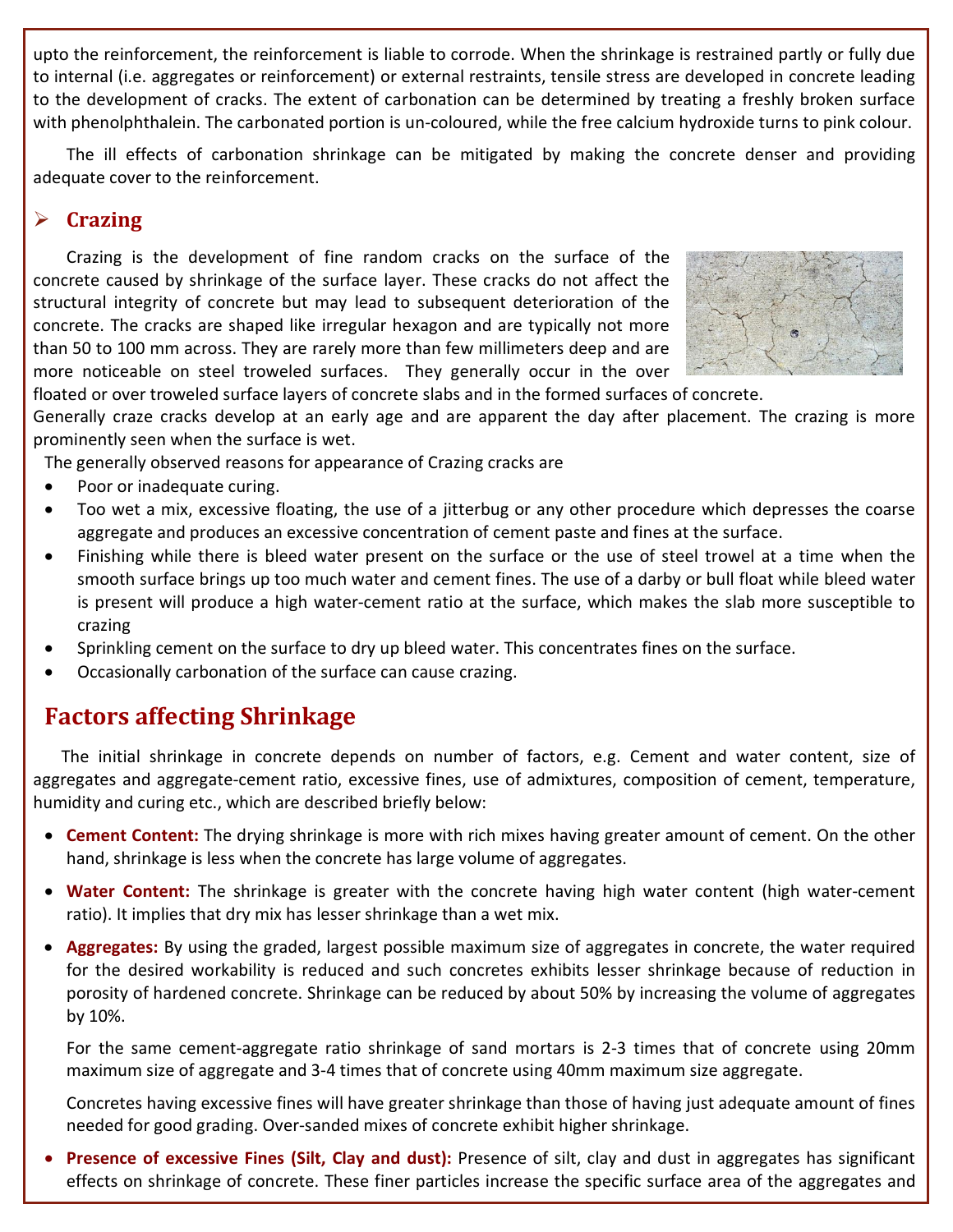upto the reinforcement, the reinforcement is liable to corrode. When the shrinkage is restrained partly or fully due to internal (i.e. aggregates or reinforcement) or external restraints, tensile stress are developed in concrete leading to the development of cracks. The extent of carbonation can be determined by treating a freshly broken surface with phenolphthalein. The carbonated portion is un-coloured, while the free calcium hydroxide turns to pink colour.

The ill effects of carbonation shrinkage can be mitigated by making the concrete denser and providing adequate cover to the reinforcement.

### Crazing

Crazing is the development of fine random cracks on the surface of the concrete caused by shrinkage of the surface layer. These cracks do not affect the structural integrity of concrete but may lead to subsequent deterioration of the concrete. The cracks are shaped like irregular hexagon and are typically not more than 50 to 100 mm across. They are rarely more than few millimeters deep and are more noticeable on steel troweled surfaces. They generally occur in the over floated or over troweled surface layers of concrete slabs and in the formed surfaces of concrete.

Generally craze cracks develop at an early age and are apparent the day after placement. The crazing is more prominently seen when the surface is wet.

The generally observed reasons for appearance of Crazing cracks are

- Poor or inadequate curing.
- Too wet a mix, excessive floating, the use of a jitterbug or any other procedure which depresses the coarse aggregate and produces an excessive concentration of cement paste and fines at the surface.
- Finishing while there is bleed water present on the surface or the use of steel trowel at a time when the smooth surface brings up too much water and cement fines. The use of a darby or bull float while bleed water is present will produce a high water-cement ratio at the surface, which makes the slab more susceptible to crazing
- Sprinkling cement on the surface to dry up bleed water. This concentrates fines on the surface.
- Occasionally carbonation of the surface can cause crazing.

## Factors affecting Shrinkage

The initial shrinkage in concrete depends on number of factors, e.g. Cement and water content, size of aggregates and aggregate-cement ratio, excessive fines, use of admixtures, composition of cement, temperature, humidity and curing etc., which are described briefly below:

- **Cement Content:** The drying shrinkage is more with rich mixes having greater amount of cement. On the other hand, shrinkage is less when the concrete has large volume of aggregates.
- **Water Content:** The shrinkage is greater with the concrete having high water content (high water-cement ratio). It implies that dry mix has lesser shrinkage than a wet mix.
- **Aggregates:** By using the graded, largest possible maximum size of aggregates in concrete, the water required for the desired workability is reduced and such concretes exhibits lesser shrinkage because of reduction in porosity of hardened concrete. Shrinkage can be reduced by about 50% by increasing the volume of aggregates by 10%.

  For the same cement-aggregate ratio shrinkage of sand mortars is 2-3 times that of concrete using 20mm maximum size of aggregate and 3-4 times that of concrete using 40mm maximum size aggregate.

  Concretes having excessive fines will have greater shrinkage than those of having just adequate amount of fines needed for good grading. Over-sanded mixes of concrete exhibit higher shrinkage.

- **Presence of excessive Fines (Silt, Clay and dust):** Presence of silt, clay and dust in aggregates has significant effects on shrinkage of concrete. These finer particles increase the specific surface area of the aggregates and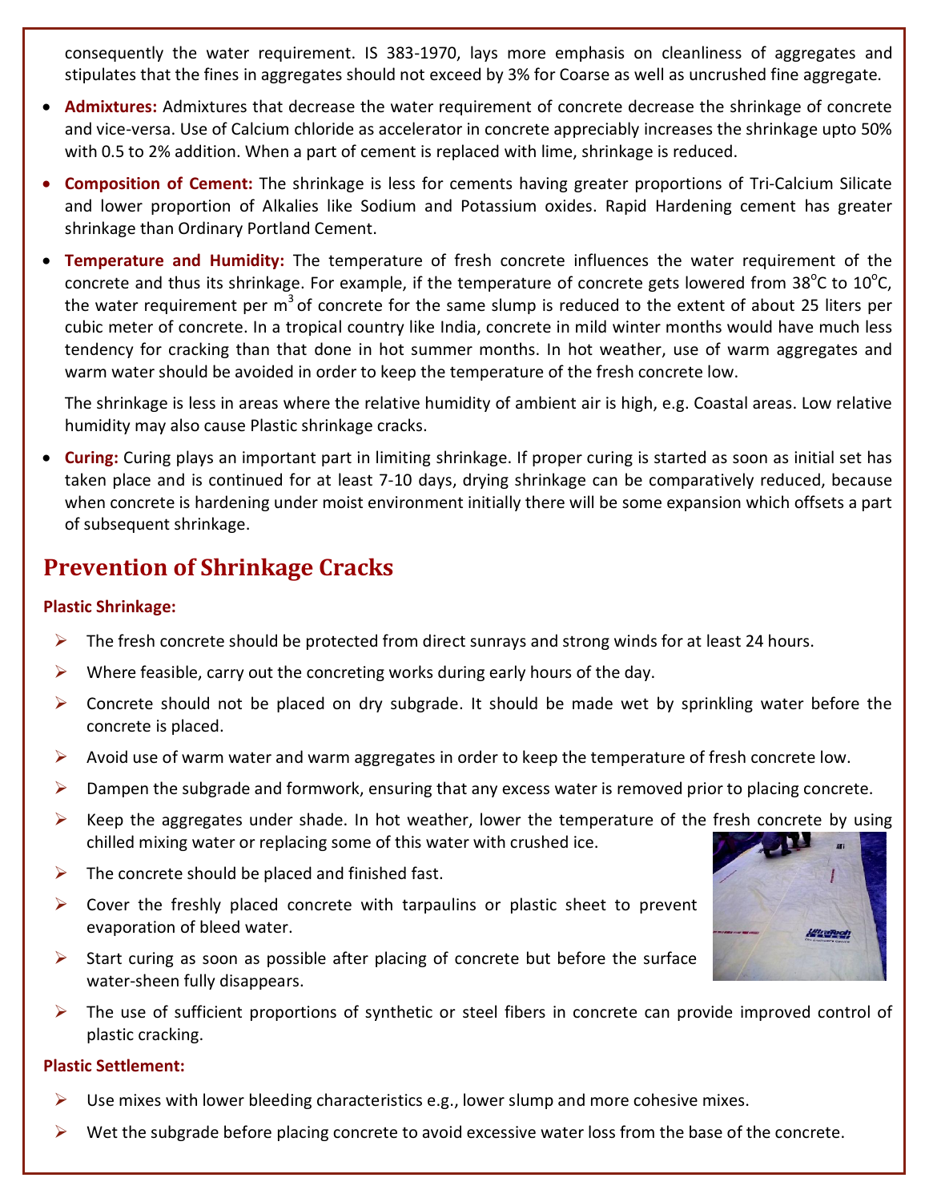consequently the water requirement. IS 383-1970, lays more emphasis on cleanliness of aggregates and stipulates that the fines in aggregates should not exceed by 3% for Coarse as well as uncrushed fine aggregate.

- **Admixtures:** Admixtures that decrease the water requirement of concrete decrease the shrinkage of concrete and vice-versa. Use of Calcium chloride as accelerator in concrete appreciably increases the shrinkage upto 50% with 0.5 to 2% addition. When a part of cement is replaced with lime, shrinkage is reduced.
- **Composition of Cement:** The shrinkage is less for cements having greater proportions of Tri-Calcium Silicate and lower proportion of Alkalies like Sodium and Potassium oxides. Rapid Hardening cement has greater shrinkage than Ordinary Portland Cement.
- **Temperature and Humidity:** The temperature of fresh concrete influences the water requirement of the concrete and thus its shrinkage. For example, if the temperature of concrete gets lowered from $38^oC$ to $10^oC$, the water requirement per $m^3$ of concrete for the same slump is reduced to the extent of about 25 liters per cubic meter of concrete. In a tropical country like India, concrete in mild winter months would have much less tendency for cracking than that done in hot summer months. In hot weather, use of warm aggregates and warm water should be avoided in order to keep the temperature of the fresh concrete low.

  The shrinkage is less in areas where the relative humidity of ambient air is high, e.g. Coastal areas. Low relative humidity may also cause Plastic shrinkage cracks.
- **Curing:** Curing plays an important part in limiting shrinkage. If proper curing is started as soon as initial set has taken place and is continued for at least 7-10 days, drying shrinkage can be comparatively reduced, because when concrete is hardening under moist environment initially there will be some expansion which offsets a part of subsequent shrinkage.

## Prevention of Shrinkage Cracks

**Plastic Shrinkage:**

- The fresh concrete should be protected from direct sunrays and strong winds for at least 24 hours.
- Where feasible, carry out the concreting works during early hours of the day.
- Concrete should not be placed on dry subgrade. It should be made wet by sprinkling water before the concrete is placed.
- Avoid use of warm water and warm aggregates in order to keep the temperature of fresh concrete low.
- Dampen the subgrade and formwork, ensuring that any excess water is removed prior to placing concrete.
- Keep the aggregates under shade. In hot weather, lower the temperature of the fresh concrete by using chilled mixing water or replacing some of this water with crushed ice.
- The concrete should be placed and finished fast.
- Cover the freshly placed concrete with tarpaulins or plastic sheet to prevent evaporation of bleed water.
- Start curing as soon as possible after placing of concrete but before the surface water-sheen fully disappears.
- The use of sufficient proportions of synthetic or steel fibers in concrete can provide improved control of plastic cracking.

**Plastic Settlement:**

- Use mixes with lower bleeding characteristics e.g., lower slump and more cohesive mixes.
- Wet the subgrade before placing concrete to avoid excessive water loss from the base of the concrete.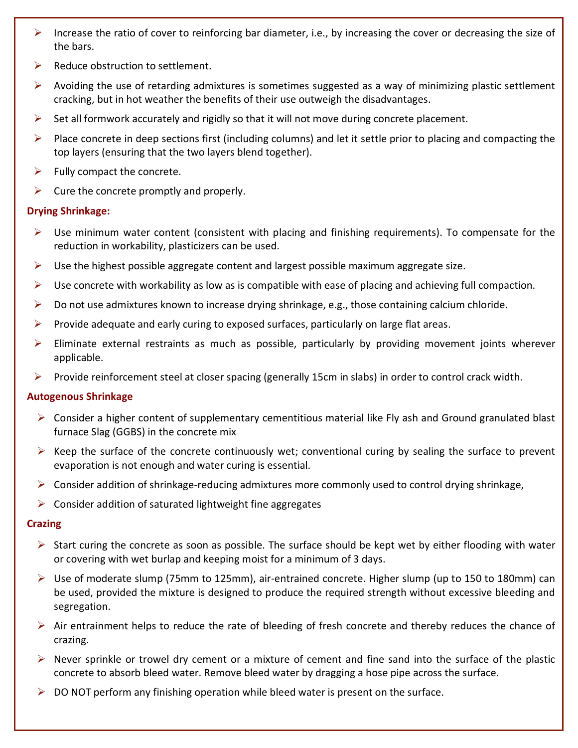- Increase the ratio of cover to reinforcing bar diameter, i.e., by increasing the cover or decreasing the size of the bars.
- Reduce obstruction to settlement.
- Avoiding the use of retarding admixtures is sometimes suggested as a way of minimizing plastic settlement cracking, but in hot weather the benefits of their use outweigh the disadvantages.
- Set all formwork accurately and rigidly so that it will not move during concrete placement.
- Place concrete in deep sections first (including columns) and let it settle prior to placing and compacting the top layers (ensuring that the two layers blend together).
- Fully compact the concrete.
- Cure the concrete promptly and properly.

**Drying Shrinkage:**

- Use minimum water content (consistent with placing and finishing requirements). To compensate for the reduction in workability, plasticizers can be used.
- Use the highest possible aggregate content and largest possible maximum aggregate size.
- Use concrete with workability as low as is compatible with ease of placing and achieving full compaction.
- Do not use admixtures known to increase drying shrinkage, e.g., those containing calcium chloride.
- Provide adequate and early curing to exposed surfaces, particularly on large flat areas.
- Eliminate external restraints as much as possible, particularly by providing movement joints wherever applicable.
- Provide reinforcement steel at closer spacing (generally 15cm in slabs) in order to control crack width.

**Autogenous Shrinkage**

- Consider a higher content of supplementary cementitious material like Fly ash and Ground granulated blast furnace Slag (GGBS) in the concrete mix
- Keep the surface of the concrete continuously wet; conventional curing by sealing the surface to prevent evaporation is not enough and water curing is essential.
- Consider addition of shrinkage-reducing admixtures more commonly used to control drying shrinkage,
- Consider addition of saturated lightweight fine aggregates

**Crazing**

- Start curing the concrete as soon as possible. The surface should be kept wet by either flooding with water or covering with wet burlap and keeping moist for a minimum of 3 days.
- Use of moderate slump (75mm to 125mm), air-entrained concrete. Higher slump (up to 150 to 180mm) can be used, provided the mixture is designed to produce the required strength without excessive bleeding and segregation.
- Air entrainment helps to reduce the rate of bleeding of fresh concrete and thereby reduces the chance of crazing.
- Never sprinkle or trowel dry cement or a mixture of cement and fine sand into the surface of the plastic concrete to absorb bleed water. Remove bleed water by dragging a hose pipe across the surface.
- DO NOT perform any finishing operation while bleed water is present on the surface.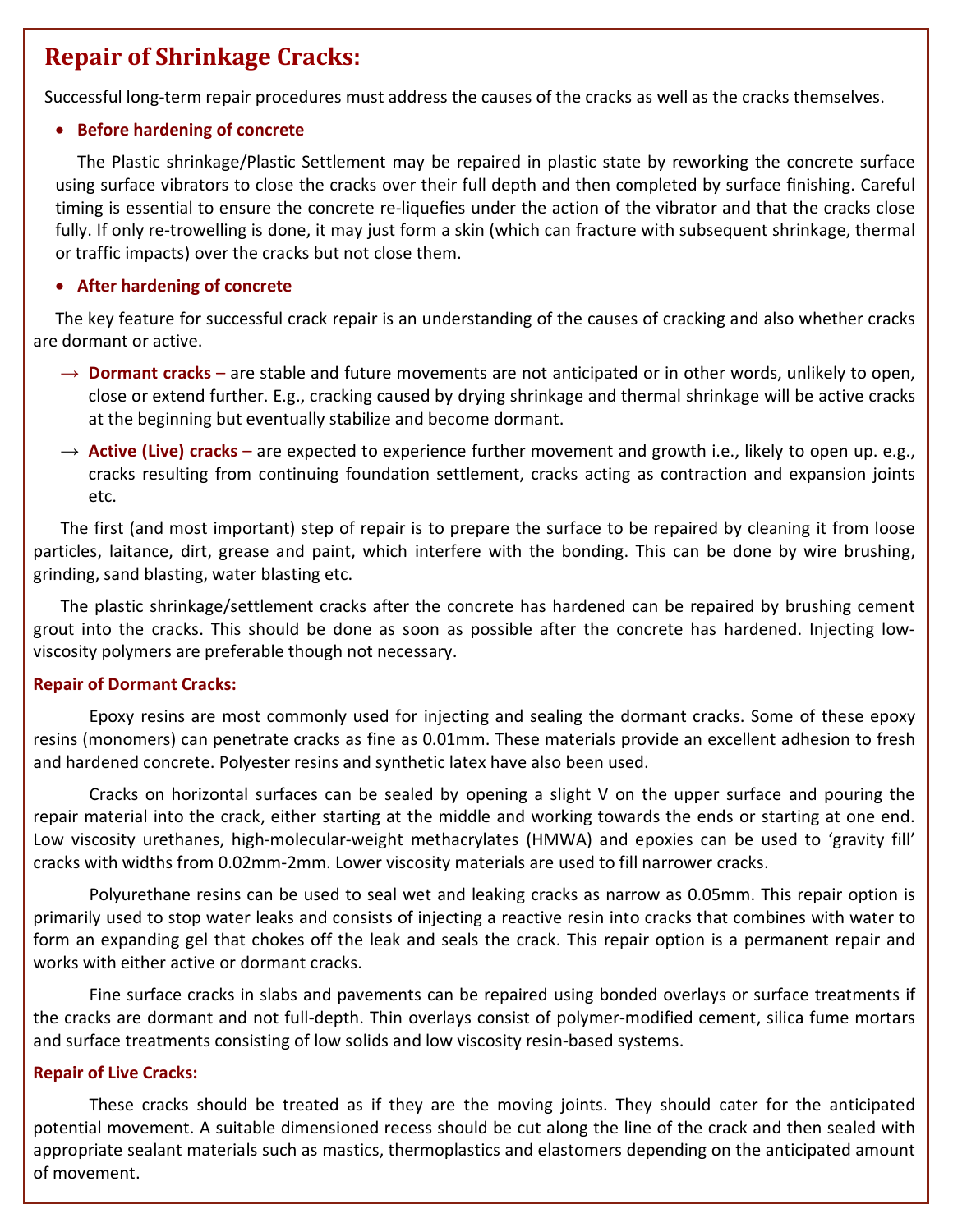## Repair of Shrinkage Cracks:

Successful long-term repair procedures must address the causes of the cracks as well as the cracks themselves.

- **Before hardening of concrete**

The Plastic shrinkage/Plastic Settlement may be repaired in plastic state by reworking the concrete surface using surface vibrators to close the cracks over their full depth and then completed by surface finishing. Careful timing is essential to ensure the concrete re-liquefies under the action of the vibrator and that the cracks close fully. If only re-trowelling is done, it may just form a skin (which can fracture with subsequent shrinkage, thermal or traffic impacts) over the cracks but not close them.

- **After hardening of concrete**

The key feature for successful crack repair is an understanding of the causes of cracking and also whether cracks are dormant or active.

→ **Dormant cracks** – are stable and future movements are not anticipated or in other words, unlikely to open, close or extend further. E.g., cracking caused by drying shrinkage and thermal shrinkage will be active cracks at the beginning but eventually stabilize and become dormant.

→ **Active (Live) cracks** – are expected to experience further movement and growth i.e., likely to open up. e.g., cracks resulting from continuing foundation settlement, cracks acting as contraction and expansion joints etc.

The first (and most important) step of repair is to prepare the surface to be repaired by cleaning it from loose particles, laitance, dirt, grease and paint, which interfere with the bonding. This can be done by wire brushing, grinding, sand blasting, water blasting etc.

The plastic shrinkage/settlement cracks after the concrete has hardened can be repaired by brushing cement grout into the cracks. This should be done as soon as possible after the concrete has hardened. Injecting low-viscosity polymers are preferable though not necessary.

### Repair of Dormant Cracks:

Epoxy resins are most commonly used for injecting and sealing the dormant cracks. Some of these epoxy resins (monomers) can penetrate cracks as fine as 0.01mm. These materials provide an excellent adhesion to fresh and hardened concrete. Polyester resins and synthetic latex have also been used.

Cracks on horizontal surfaces can be sealed by opening a slight V on the upper surface and pouring the repair material into the crack, either starting at the middle and working towards the ends or starting at one end. Low viscosity urethanes, high-molecular-weight methacrylates (HMWA) and epoxies can be used to 'gravity fill' cracks with widths from 0.02mm-2mm. Lower viscosity materials are used to fill narrower cracks.

Polyurethane resins can be used to seal wet and leaking cracks as narrow as 0.05mm. This repair option is primarily used to stop water leaks and consists of injecting a reactive resin into cracks that combines with water to form an expanding gel that chokes off the leak and seals the crack. This repair option is a permanent repair and works with either active or dormant cracks.

Fine surface cracks in slabs and pavements can be repaired using bonded overlays or surface treatments if the cracks are dormant and not full-depth. Thin overlays consist of polymer-modified cement, silica fume mortars and surface treatments consisting of low solids and low viscosity resin-based systems.

### Repair of Live Cracks:

These cracks should be treated as if they are the moving joints. They should cater for the anticipated potential movement. A suitable dimensioned recess should be cut along the line of the crack and then sealed with appropriate sealant materials such as mastics, thermoplastics and elastomers depending on the anticipated amount of movement.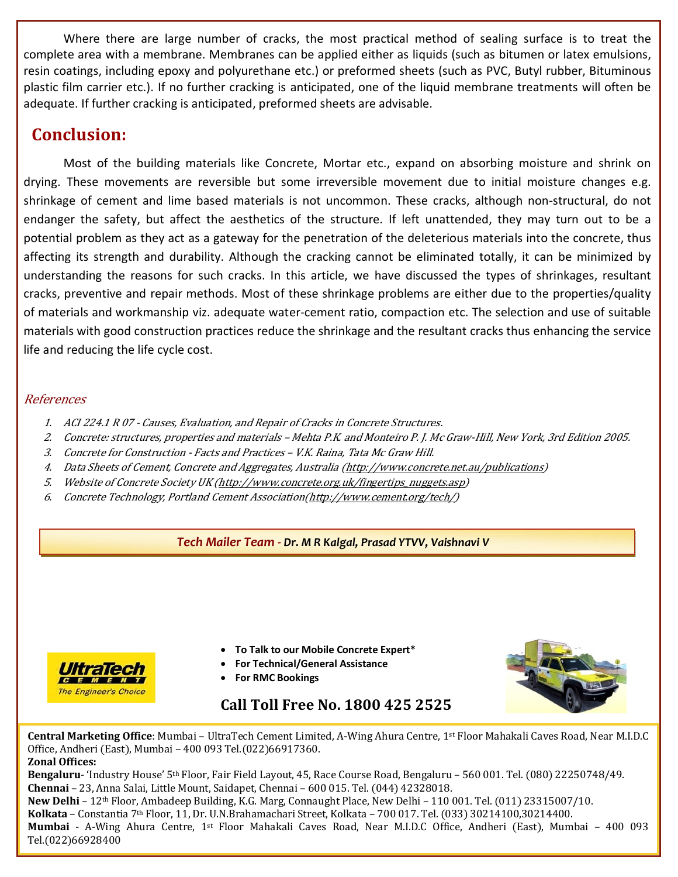Where there are large number of cracks, the most practical method of sealing surface is to treat the complete area with a membrane. Membranes can be applied either as liquids (such as bitumen or latex emulsions, resin coatings, including epoxy and polyurethane etc.) or preformed sheets (such as PVC, Butyl rubber, Bituminous plastic film carrier etc.). If no further cracking is anticipated, one of the liquid membrane treatments will often be adequate. If further cracking is anticipated, preformed sheets are advisable.

## Conclusion:

Most of the building materials like Concrete, Mortar etc., expand on absorbing moisture and shrink on drying. These movements are reversible but some irreversible movement due to initial moisture changes e.g. shrinkage of cement and lime based materials is not uncommon. These cracks, although non-structural, do not endanger the safety, but affect the aesthetics of the structure. If left unattended, they may turn out to be a potential problem as they act as a gateway for the penetration of the deleterious materials into the concrete, thus affecting its strength and durability. Although the cracking cannot be eliminated totally, it can be minimized by understanding the reasons for such cracks. In this article, we have discussed the types of shrinkages, resultant cracks, preventive and repair methods. Most of these shrinkage problems are either due to the properties/quality of materials and workmanship viz. adequate water-cement ratio, compaction etc. The selection and use of suitable materials with good construction practices reduce the shrinkage and the resultant cracks thus enhancing the service life and reducing the life cycle cost.

### *References*

1. *ACI 224.1 R 07 - Causes, Evaluation, and Repair of Cracks in Concrete Structures.*
2. *Concrete: structures, properties and materials – Mehta P.K. and Monteiro P. J. Mc Graw-Hill, New York, 3rd Edition 2005.*
3. *Concrete for Construction - Facts and Practices – V.K. Raina, Tata Mc Graw Hill.*
4. *Data Sheets of Cement, Concrete and Aggregates, Australia (http://www.concrete.net.au/publications)*
5. *Website of Concrete Society UK (http://www.concrete.org.uk/fingertips_nuggets.asp)*
6. *Concrete Technology, Portland Cement Association(http://www.cement.org/tech/)*

***Tech Mailer Team - Dr. M R Kalgal, Prasad YTVV, Vaishnavi V***

UltraTech CEMENT The Engineer's Choice

- **To Talk to our Mobile Concrete Expert***
- **For Technical/General Assistance**
- **For RMC Bookings**

**Call Toll Free No. 1800 425 2525**

**Central Marketing Office**: Mumbai – UltraTech Cement Limited, A-Wing Ahura Centre, 1st Floor Mahakali Caves Road, Near M.I.D.C Office, Andheri (East), Mumbai – 400 093 Tel.(022)66917360.

**Zonal Offices:**

**Bengaluru**- 'Industry House' 5th Floor, Fair Field Layout, 45, Race Course Road, Bengaluru – 560 001. Tel. (080) 22250748/49.

**Chennai** – 23, Anna Salai, Little Mount, Saidapet, Chennai – 600 015. Tel. (044) 42328018.

**New Delhi** – 12th Floor, Ambadeep Building, K.G. Marg, Connaught Place, New Delhi – 110 001. Tel. (011) 23315007/10.

**Kolkata** – Constantia 7th Floor, 11, Dr. U.N.Brahamachari Street, Kolkata – 700 017. Tel. (033) 30214100,30214400.

**Mumbai** - A-Wing Ahura Centre, 1st Floor Mahakali Caves Road, Near M.I.D.C Office, Andheri (East), Mumbai – 400 093 Tel.(022)66928400